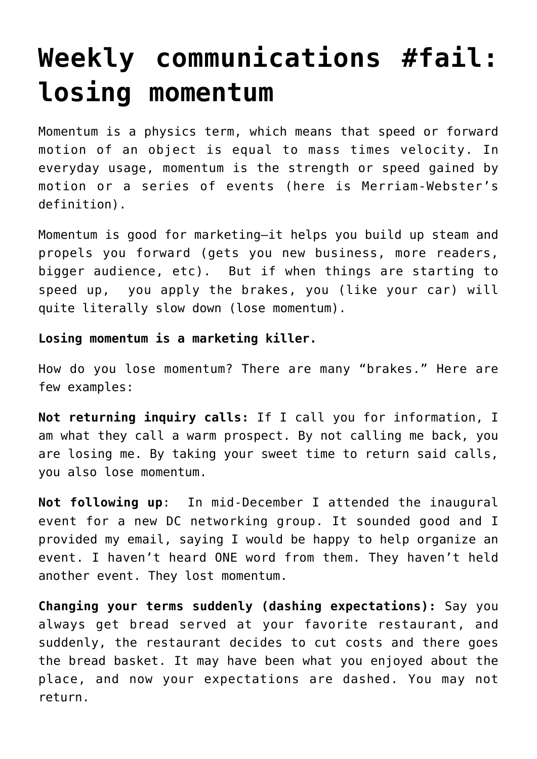# Weekly communications #fail: losing momentum

Momentum is a physics term, which means that speed or forward motion of an object is equal to mass times velocity. In everyday usage, momentum is the strength or speed gained by motion or a series of events (here is Merriam-Webster's definition).

Momentum is good for marketing—it helps you build up steam and propels you forward (gets you new business, more readers, bigger audience, etc). But if when things are starting to speed up, you apply the brakes, you (like your car) will quite literally slow down (lose momentum).

**Losing momentum is a marketing killer.**

How do you lose momentum? There are many "brakes." Here are few examples:

**Not returning inquiry calls:** If I call you for information, I am what they call a warm prospect. By not calling me back, you are losing me. By taking your sweet time to return said calls, you also lose momentum.

**Not following up**: In mid-December I attended the inaugural event for a new DC networking group. It sounded good and I provided my email, saying I would be happy to help organize an event. I haven't heard ONE word from them. They haven't held another event. They lost momentum.

**Changing your terms suddenly (dashing expectations):** Say you always get bread served at your favorite restaurant, and suddenly, the restaurant decides to cut costs and there goes the bread basket. It may have been what you enjoyed about the place, and now your expectations are dashed. You may not return.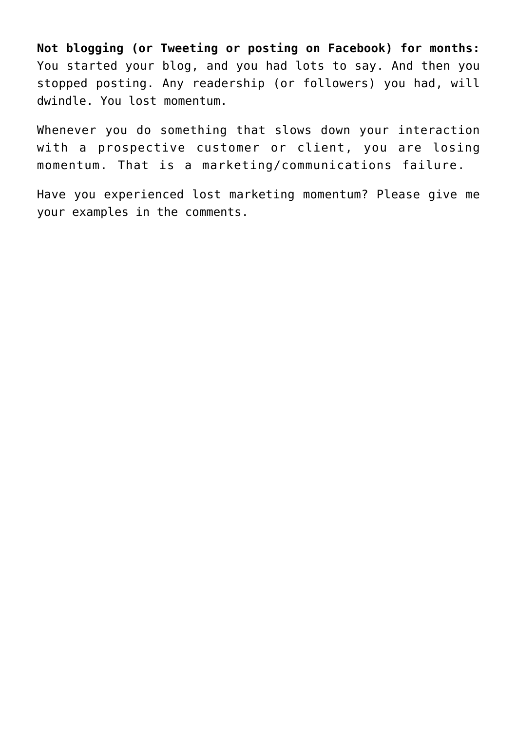**Not blogging (or Tweeting or posting on Facebook) for months:** You started your blog, and you had lots to say. And then you stopped posting. Any readership (or followers) you had, will dwindle. You lost momentum.

Whenever you do something that slows down your interaction with a prospective customer or client, you are losing momentum. That is a marketing/communications failure.

Have you experienced lost marketing momentum? Please give me your examples in the comments.